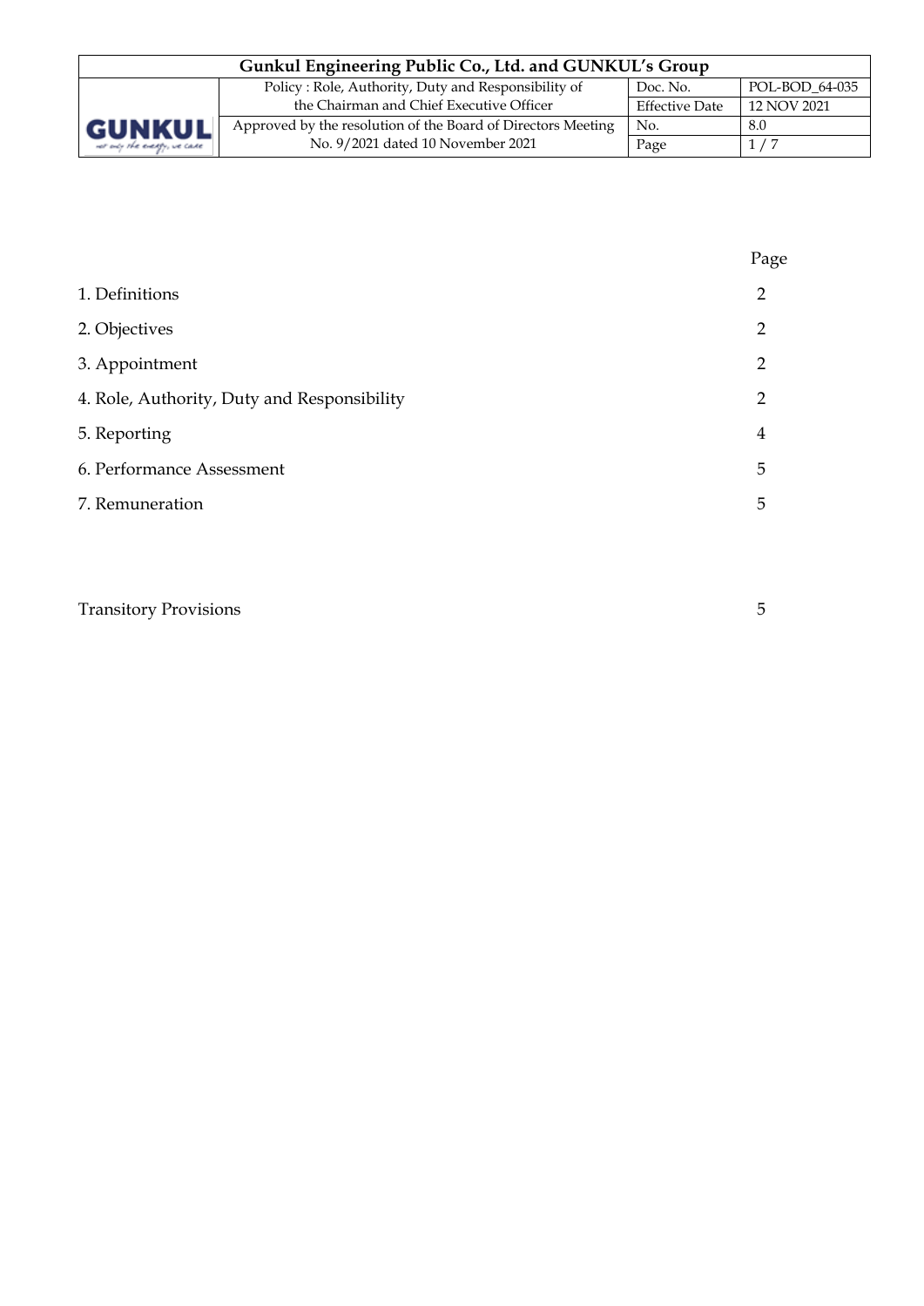| Section | Page |
|---|---|
| 1. Definitions | 2 |
| 2. Objectives | 2 |
| 3. Appointment | 2 |
| 4. Role, Authority, Duty and Responsibility | 2 |
| 5. Reporting | 4 |
| 6. Performance Assessment | 5 |
| 7. Remuneration | 5 |
| Transitory Provisions | 5 |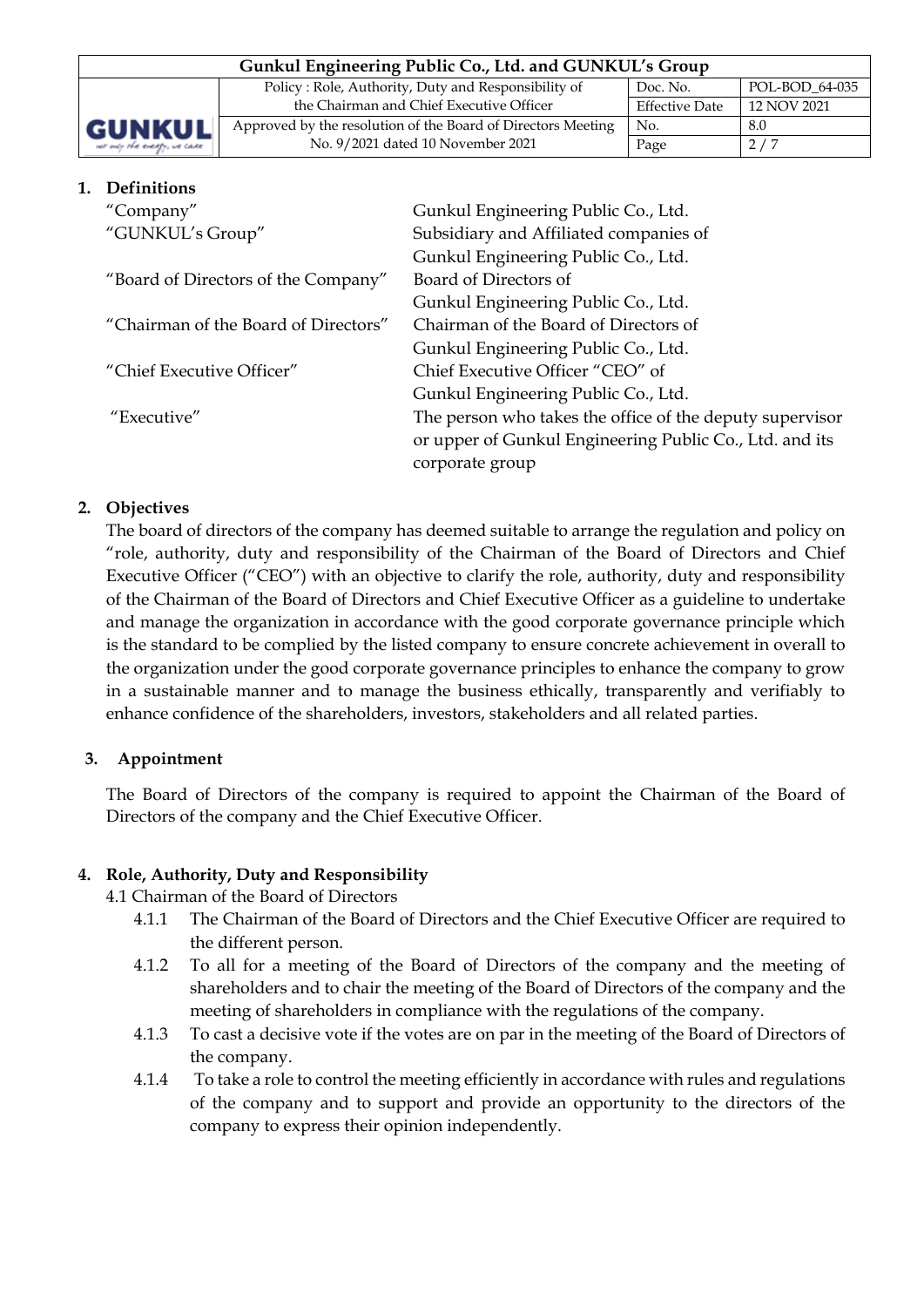## 1. Definitions

| | |
|---|---|
| "Company" | Gunkul Engineering Public Co., Ltd. |
| "GUNKUL's Group" | Subsidiary and Affiliated companies of Gunkul Engineering Public Co., Ltd. |
| "Board of Directors of the Company" | Board of Directors of Gunkul Engineering Public Co., Ltd. |
| "Chairman of the Board of Directors" | Chairman of the Board of Directors of Gunkul Engineering Public Co., Ltd. |
| "Chief Executive Officer" | Chief Executive Officer "CEO" of Gunkul Engineering Public Co., Ltd. |
| "Executive" | The person who takes the office of the deputy supervisor or upper of Gunkul Engineering Public Co., Ltd. and its corporate group |

## 2. Objectives

The board of directors of the company has deemed suitable to arrange the regulation and policy on "role, authority, duty and responsibility of the Chairman of the Board of Directors and Chief Executive Officer ("CEO") with an objective to clarify the role, authority, duty and responsibility of the Chairman of the Board of Directors and Chief Executive Officer as a guideline to undertake and manage the organization in accordance with the good corporate governance principle which is the standard to be complied by the listed company to ensure concrete achievement in overall to the organization under the good corporate governance principles to enhance the company to grow in a sustainable manner and to manage the business ethically, transparently and verifiably to enhance confidence of the shareholders, investors, stakeholders and all related parties.

## 3. Appointment

The Board of Directors of the company is required to appoint the Chairman of the Board of Directors of the company and the Chief Executive Officer.

## 4. Role, Authority, Duty and Responsibility

4.1 Chairman of the Board of Directors

- 4.1.1 The Chairman of the Board of Directors and the Chief Executive Officer are required to the different person.
- 4.1.2 To all for a meeting of the Board of Directors of the company and the meeting of shareholders and to chair the meeting of the Board of Directors of the company and the meeting of shareholders in compliance with the regulations of the company.
- 4.1.3 To cast a decisive vote if the votes are on par in the meeting of the Board of Directors of the company.
- 4.1.4 To take a role to control the meeting efficiently in accordance with rules and regulations of the company and to support and provide an opportunity to the directors of the company to express their opinion independently.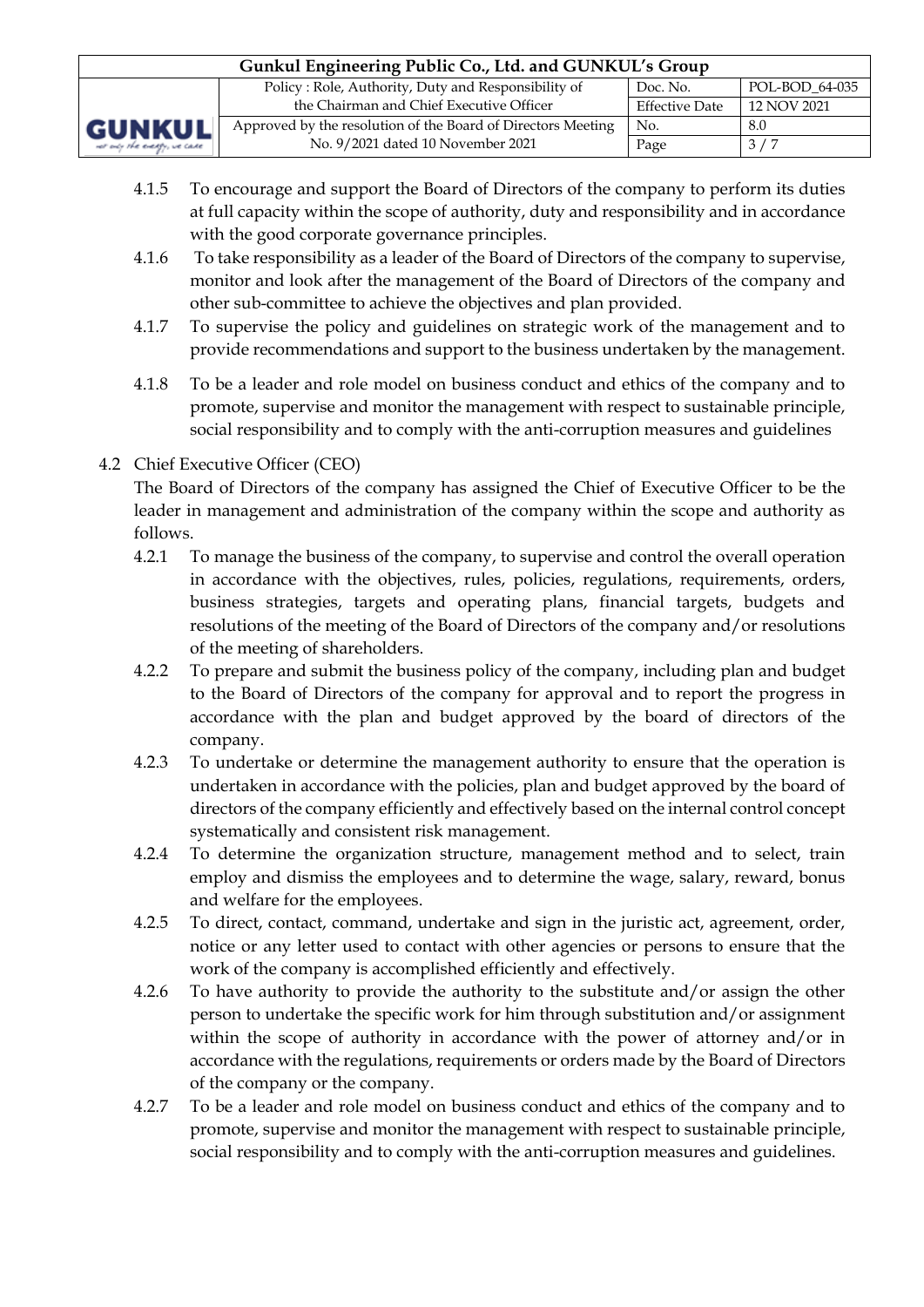4.1.5 To encourage and support the Board of Directors of the company to perform its duties at full capacity within the scope of authority, duty and responsibility and in accordance with the good corporate governance principles.

4.1.6 To take responsibility as a leader of the Board of Directors of the company to supervise, monitor and look after the management of the Board of Directors of the company and other sub-committee to achieve the objectives and plan provided.

4.1.7 To supervise the policy and guidelines on strategic work of the management and to provide recommendations and support to the business undertaken by the management.

4.1.8 To be a leader and role model on business conduct and ethics of the company and to promote, supervise and monitor the management with respect to sustainable principle, social responsibility and to comply with the anti-corruption measures and guidelines

4.2 Chief Executive Officer (CEO)

The Board of Directors of the company has assigned the Chief of Executive Officer to be the leader in management and administration of the company within the scope and authority as follows.

4.2.1 To manage the business of the company, to supervise and control the overall operation in accordance with the objectives, rules, policies, regulations, requirements, orders, business strategies, targets and operating plans, financial targets, budgets and resolutions of the meeting of the Board of Directors of the company and/or resolutions of the meeting of shareholders.

4.2.2 To prepare and submit the business policy of the company, including plan and budget to the Board of Directors of the company for approval and to report the progress in accordance with the plan and budget approved by the board of directors of the company.

4.2.3 To undertake or determine the management authority to ensure that the operation is undertaken in accordance with the policies, plan and budget approved by the board of directors of the company efficiently and effectively based on the internal control concept systematically and consistent risk management.

4.2.4 To determine the organization structure, management method and to select, train employ and dismiss the employees and to determine the wage, salary, reward, bonus and welfare for the employees.

4.2.5 To direct, contact, command, undertake and sign in the juristic act, agreement, order, notice or any letter used to contact with other agencies or persons to ensure that the work of the company is accomplished efficiently and effectively.

4.2.6 To have authority to provide the authority to the substitute and/or assign the other person to undertake the specific work for him through substitution and/or assignment within the scope of authority in accordance with the power of attorney and/or in accordance with the regulations, requirements or orders made by the Board of Directors of the company or the company.

4.2.7 To be a leader and role model on business conduct and ethics of the company and to promote, supervise and monitor the management with respect to sustainable principle, social responsibility and to comply with the anti-corruption measures and guidelines.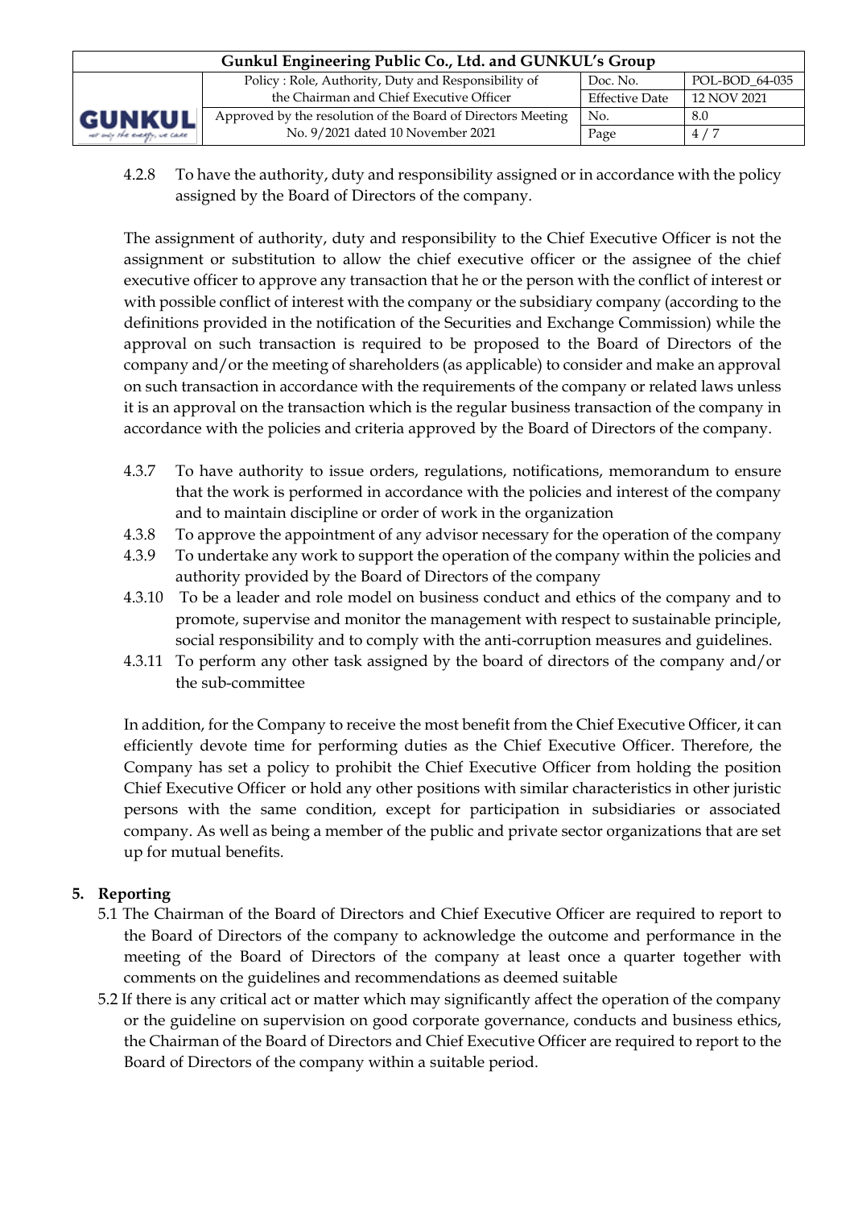4.2.8 To have the authority, duty and responsibility assigned or in accordance with the policy assigned by the Board of Directors of the company.

The assignment of authority, duty and responsibility to the Chief Executive Officer is not the assignment or substitution to allow the chief executive officer or the assignee of the chief executive officer to approve any transaction that he or the person with the conflict of interest or with possible conflict of interest with the company or the subsidiary company (according to the definitions provided in the notification of the Securities and Exchange Commission) while the approval on such transaction is required to be proposed to the Board of Directors of the company and/or the meeting of shareholders (as applicable) to consider and make an approval on such transaction in accordance with the requirements of the company or related laws unless it is an approval on the transaction which is the regular business transaction of the company in accordance with the policies and criteria approved by the Board of Directors of the company.

4.3.7 To have authority to issue orders, regulations, notifications, memorandum to ensure that the work is performed in accordance with the policies and interest of the company and to maintain discipline or order of work in the organization

4.3.8 To approve the appointment of any advisor necessary for the operation of the company

4.3.9 To undertake any work to support the operation of the company within the policies and authority provided by the Board of Directors of the company

4.3.10 To be a leader and role model on business conduct and ethics of the company and to promote, supervise and monitor the management with respect to sustainable principle, social responsibility and to comply with the anti-corruption measures and guidelines.

4.3.11 To perform any other task assigned by the board of directors of the company and/or the sub-committee

In addition, for the Company to receive the most benefit from the Chief Executive Officer, it can efficiently devote time for performing duties as the Chief Executive Officer. Therefore, the Company has set a policy to prohibit the Chief Executive Officer from holding the position Chief Executive Officer or hold any other positions with similar characteristics in other juristic persons with the same condition, except for participation in subsidiaries or associated company. As well as being a member of the public and private sector organizations that are set up for mutual benefits.

**5. Reporting**

5.1 The Chairman of the Board of Directors and Chief Executive Officer are required to report to the Board of Directors of the company to acknowledge the outcome and performance in the meeting of the Board of Directors of the company at least once a quarter together with comments on the guidelines and recommendations as deemed suitable

5.2 If there is any critical act or matter which may significantly affect the operation of the company or the guideline on supervision on good corporate governance, conducts and business ethics, the Chairman of the Board of Directors and Chief Executive Officer are required to report to the Board of Directors of the company within a suitable period.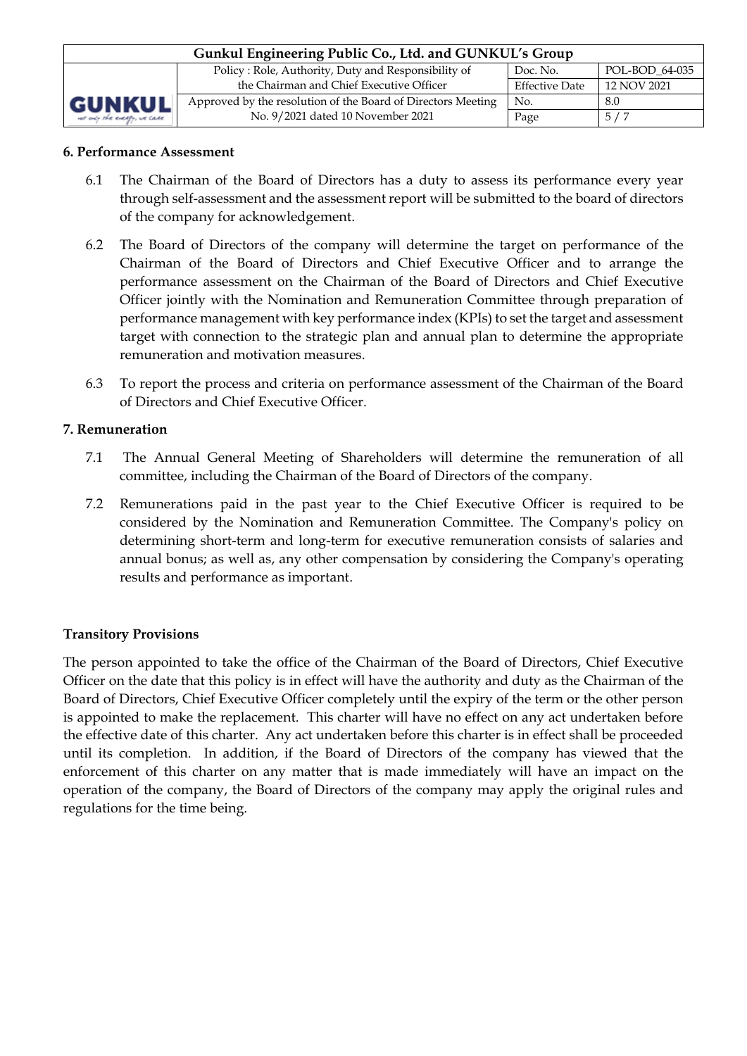### 6. Performance Assessment

6.1 The Chairman of the Board of Directors has a duty to assess its performance every year through self-assessment and the assessment report will be submitted to the board of directors of the company for acknowledgement.

6.2 The Board of Directors of the company will determine the target on performance of the Chairman of the Board of Directors and Chief Executive Officer and to arrange the performance assessment on the Chairman of the Board of Directors and Chief Executive Officer jointly with the Nomination and Remuneration Committee through preparation of performance management with key performance index (KPIs) to set the target and assessment target with connection to the strategic plan and annual plan to determine the appropriate remuneration and motivation measures.

6.3 To report the process and criteria on performance assessment of the Chairman of the Board of Directors and Chief Executive Officer.

### 7. Remuneration

7.1 The Annual General Meeting of Shareholders will determine the remuneration of all committee, including the Chairman of the Board of Directors of the company.

7.2 Remunerations paid in the past year to the Chief Executive Officer is required to be considered by the Nomination and Remuneration Committee. The Company's policy on determining short-term and long-term for executive remuneration consists of salaries and annual bonus; as well as, any other compensation by considering the Company's operating results and performance as important.

### Transitory Provisions

The person appointed to take the office of the Chairman of the Board of Directors, Chief Executive Officer on the date that this policy is in effect will have the authority and duty as the Chairman of the Board of Directors, Chief Executive Officer completely until the expiry of the term or the other person is appointed to make the replacement. This charter will have no effect on any act undertaken before the effective date of this charter. Any act undertaken before this charter is in effect shall be proceeded until its completion. In addition, if the Board of Directors of the company has viewed that the enforcement of this charter on any matter that is made immediately will have an impact on the operation of the company, the Board of Directors of the company may apply the original rules and regulations for the time being.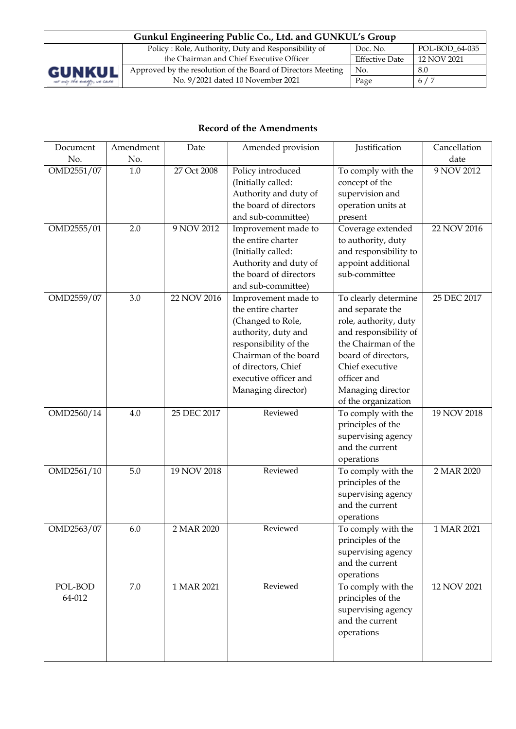## Record of the Amendments

| Document No. | Amendment No. | Date | Amended provision | Justification | Cancellation date |
|---|---|---|---|---|---|
| OMD2551/07 | 1.0 | 27 Oct 2008 | Policy introduced (Initially called: Authority and duty of the board of directors and sub-committee) | To comply with the concept of the supervision and operation units at present | 9 NOV 2012 |
| OMD2555/01 | 2.0 | 9 NOV 2012 | Improvement made to the entire charter (Initially called: Authority and duty of the board of directors and sub-committee) | Coverage extended to authority, duty and responsibility to appoint additional sub-committee | 22 NOV 2016 |
| OMD2559/07 | 3.0 | 22 NOV 2016 | Improvement made to the entire charter (Changed to Role, authority, duty and responsibility of the Chairman of the board of directors, Chief executive officer and Managing director) | To clearly determine and separate the role, authority, duty and responsibility of the Chairman of the board of directors, Chief executive officer and Managing director of the organization | 25 DEC 2017 |
| OMD2560/14 | 4.0 | 25 DEC 2017 | Reviewed | To comply with the principles of the supervising agency and the current operations | 19 NOV 2018 |
| OMD2561/10 | 5.0 | 19 NOV 2018 | Reviewed | To comply with the principles of the supervising agency and the current operations | 2 MAR 2020 |
| OMD2563/07 | 6.0 | 2 MAR 2020 | Reviewed | To comply with the principles of the supervising agency and the current operations | 1 MAR 2021 |
| POL-BOD 64-012 | 7.0 | 1 MAR 2021 | Reviewed | To comply with the principles of the supervising agency and the current operations | 12 NOV 2021 |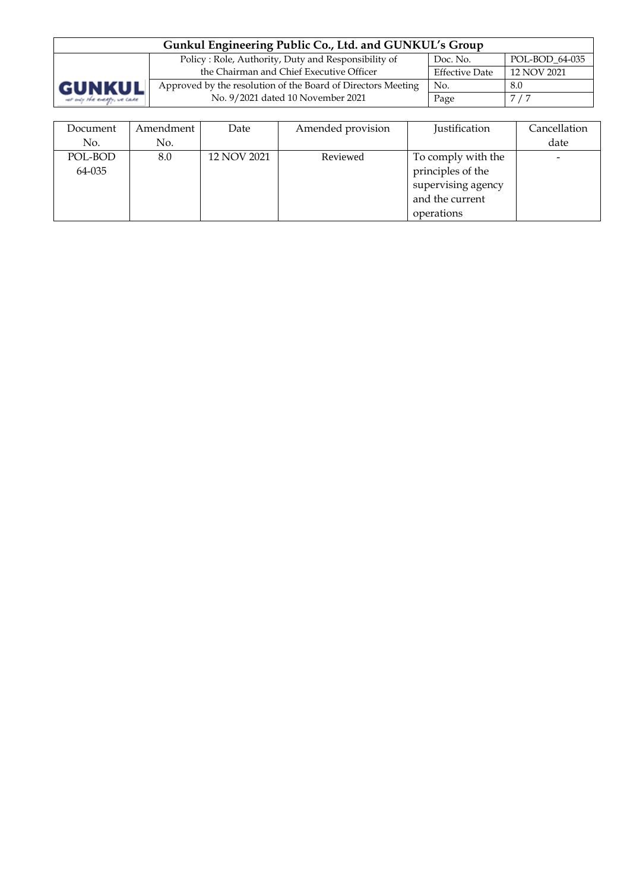| Document No. | Amendment No. | Date | Amended provision | Justification | Cancellation date |
|---|---|---|---|---|---|
| POL-BOD 64-035 | 8.0 | 12 NOV 2021 | Reviewed | To comply with the principles of the supervising agency and the current operations | - |